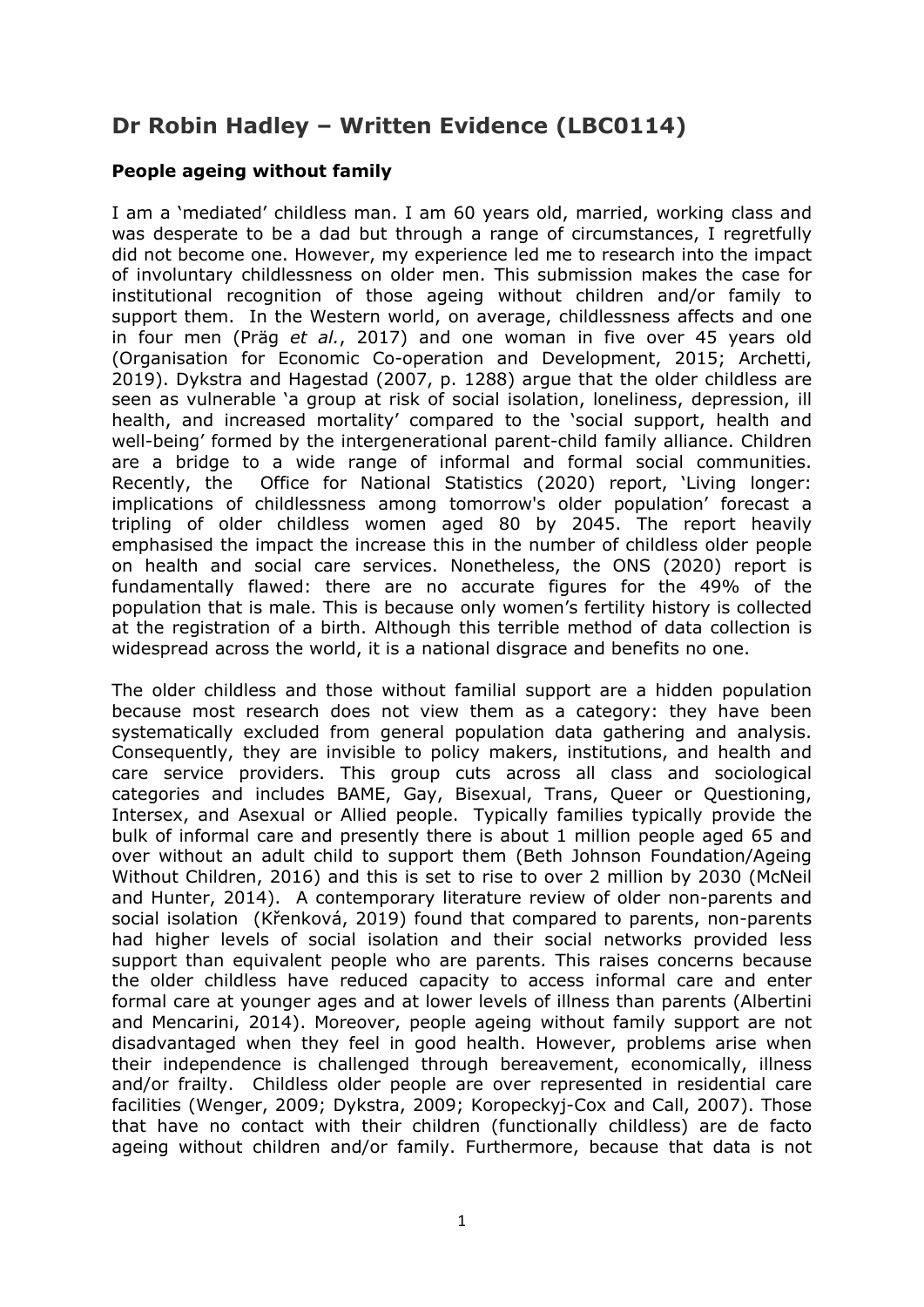# Dr Robin Hadley – Written Evidence (LBC0114)

### People ageing without family

I am a 'mediated' childless man. I am 60 years old, married, working class and was desperate to be a dad but through a range of circumstances, I regretfully did not become one. However, my experience led me to research into the impact of involuntary childlessness on older men. This submission makes the case for institutional recognition of those ageing without children and/or family to support them. In the Western world, on average, childlessness affects and one in four men (Präg *et al.*, 2017) and one woman in five over 45 years old (Organisation for Economic Co-operation and Development, 2015; Archetti, 2019). Dykstra and Hagestad (2007, p. 1288) argue that the older childless are seen as vulnerable 'a group at risk of social isolation, loneliness, depression, ill health, and increased mortality' compared to the 'social support, health and well-being' formed by the intergenerational parent-child family alliance. Children are a bridge to a wide range of informal and formal social communities. Recently, the Office for National Statistics (2020) report, 'Living longer: implications of childlessness among tomorrow's older population' forecast a tripling of older childless women aged 80 by 2045. The report heavily emphasised the impact the increase this in the number of childless older people on health and social care services. Nonetheless, the ONS (2020) report is fundamentally flawed: there are no accurate figures for the 49% of the population that is male. This is because only women's fertility history is collected at the registration of a birth. Although this terrible method of data collection is widespread across the world, it is a national disgrace and benefits no one.

The older childless and those without familial support are a hidden population because most research does not view them as a category: they have been systematically excluded from general population data gathering and analysis. Consequently, they are invisible to policy makers, institutions, and health and care service providers. This group cuts across all class and sociological categories and includes BAME, Gay, Bisexual, Trans, Queer or Questioning, Intersex, and Asexual or Allied people. Typically families typically provide the bulk of informal care and presently there is about 1 million people aged 65 and over without an adult child to support them (Beth Johnson Foundation/Ageing Without Children, 2016) and this is set to rise to over 2 million by 2030 (McNeil and Hunter, 2014). A contemporary literature review of older non-parents and social isolation (Křenková, 2019) found that compared to parents, non-parents had higher levels of social isolation and their social networks provided less support than equivalent people who are parents. This raises concerns because the older childless have reduced capacity to access informal care and enter formal care at younger ages and at lower levels of illness than parents (Albertini and Mencarini, 2014). Moreover, people ageing without family support are not disadvantaged when they feel in good health. However, problems arise when their independence is challenged through bereavement, economically, illness and/or frailty. Childless older people are over represented in residential care facilities (Wenger, 2009; Dykstra, 2009; Koropeckyj-Cox and Call, 2007). Those that have no contact with their children (functionally childless) are de facto ageing without children and/or family. Furthermore, because that data is not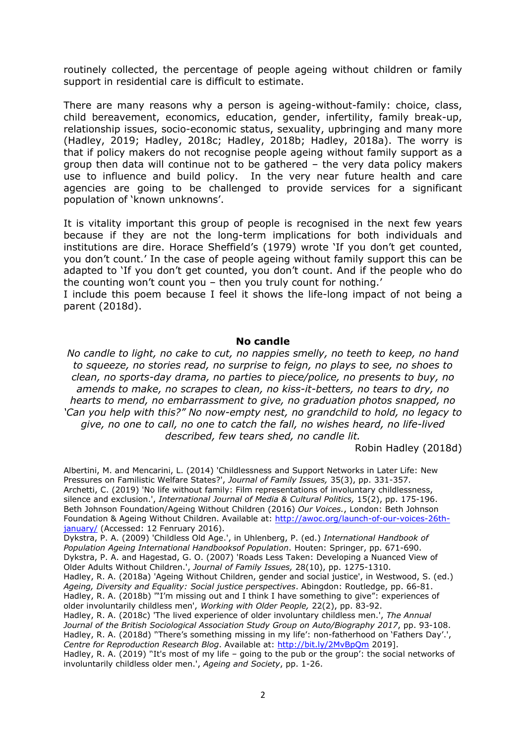routinely collected, the percentage of people ageing without children or family support in residential care is difficult to estimate.

There are many reasons why a person is ageing-without-family: choice, class, child bereavement, economics, education, gender, infertility, family break-up, relationship issues, socio-economic status, sexuality, upbringing and many more (Hadley, 2019; Hadley, 2018c; Hadley, 2018b; Hadley, 2018a). The worry is that if policy makers do not recognise people ageing without family support as a group then data will continue not to be gathered – the very data policy makers use to influence and build policy. In the very near future health and care agencies are going to be challenged to provide services for a significant population of 'known unknowns'.

It is vitality important this group of people is recognised in the next few years because if they are not the long-term implications for both individuals and institutions are dire. Horace Sheffield's (1979) wrote 'If you don't get counted, you don't count.' In the case of people ageing without family support this can be adapted to 'If you don't get counted, you don't count. And if the people who do the counting won't count you – then you truly count for nothing.'
I include this poem because I feel it shows the life-long impact of not being a parent (2018d).

**No candle**

*No candle to light, no cake to cut, no nappies smelly, no teeth to keep, no hand to squeeze, no stories read, no surprise to feign, no plays to see, no shoes to clean, no sports-day drama, no parties to piece/police, no presents to buy, no amends to make, no scrapes to clean, no kiss-it-betters, no tears to dry, no hearts to mend, no embarrassment to give, no graduation photos snapped, no 'Can you help with this?" No now-empty nest, no grandchild to hold, no legacy to give, no one to call, no one to catch the fall, no wishes heard, no life-lived described, few tears shed, no candle lit.*

Robin Hadley (2018d)

Albertini, M. and Mencarini, L. (2014) 'Childlessness and Support Networks in Later Life: New Pressures on Familistic Welfare States?', *Journal of Family Issues,* 35(3), pp. 331-357.
Archetti, C. (2019) 'No life without family: Film representations of involuntary childlessness, silence and exclusion.', *International Journal of Media & Cultural Politics,* 15(2), pp. 175-196.
Beth Johnson Foundation/Ageing Without Children (2016) *Our Voices.*, London: Beth Johnson Foundation & Ageing Without Children. Available at: http://awoc.org/launch-of-our-voices-26th-january/ (Accessed: 12 Fenruary 2016).
Dykstra, P. A. (2009) 'Childless Old Age.', in Uhlenberg, P. (ed.) *International Handbook of Population Ageing International Handbooksof Population*. Houten: Springer, pp. 671-690.
Dykstra, P. A. and Hagestad, G. O. (2007) 'Roads Less Taken: Developing a Nuanced View of Older Adults Without Children.', *Journal of Family Issues,* 28(10), pp. 1275-1310.
Hadley, R. A. (2018a) 'Ageing Without Children, gender and social justice', in Westwood, S. (ed.) *Ageing, Diversity and Equality: Social justice perspectives*. Abingdon: Routledge, pp. 66-81.
Hadley, R. A. (2018b) '"I'm missing out and I think I have something to give": experiences of older involuntarily childless men', *Working with Older People,* 22(2), pp. 83-92.
Hadley, R. A. (2018c) 'The lived experience of older involuntary childless men.', *The Annual Journal of the British Sociological Association Study Group on Auto/Biography 2017*, pp. 93-108.
Hadley, R. A. (2018d) ''There's something missing in my life': non-fatherhood on 'Fathers Day'.', *Centre for Reproduction Research Blog*. Available at: http://bit.ly/2MvBpQm 2019].
Hadley, R. A. (2019) ''It's most of my life – going to the pub or the group': the social networks of involuntarily childless older men.', *Ageing and Society*, pp. 1-26.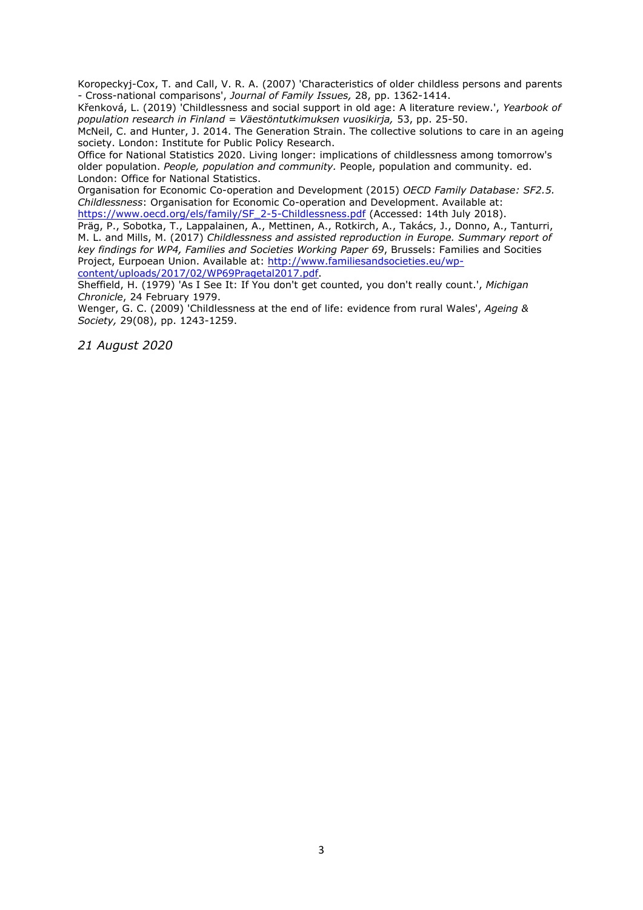Koropeckyj-Cox, T. and Call, V. R. A. (2007) 'Characteristics of older childless persons and parents - Cross-national comparisons', *Journal of Family Issues,* 28, pp. 1362-1414.

Křenková, L. (2019) 'Childlessness and social support in old age: A literature review.', *Yearbook of population research in Finland = Väestöntutkimuksen vuosikirja,* 53, pp. 25-50.

McNeil, C. and Hunter, J. 2014. The Generation Strain. The collective solutions to care in an ageing society. London: Institute for Public Policy Research.

Office for National Statistics 2020. Living longer: implications of childlessness among tomorrow's older population. *People, population and community.* People, population and community. ed. London: Office for National Statistics.

Organisation for Economic Co-operation and Development (2015) *OECD Family Database: SF2.5. Childlessness*: Organisation for Economic Co-operation and Development. Available at: https://www.oecd.org/els/family/SF_2-5-Childlessness.pdf (Accessed: 14th July 2018).

Präg, P., Sobotka, T., Lappalainen, A., Mettinen, A., Rotkirch, A., Takács, J., Donno, A., Tanturri, M. L. and Mills, M. (2017) *Childlessness and assisted reproduction in Europe. Summary report of key findings for WP4, Families and Societies Working Paper 69*, Brussels: Families and Socities Project, Eurpoean Union. Available at: http://www.familiesandsocieties.eu/wp-content/uploads/2017/02/WP69Pragetal2017.pdf.

Sheffield, H. (1979) 'As I See It: If You don't get counted, you don't really count.', *Michigan Chronicle*, 24 February 1979.

Wenger, G. C. (2009) 'Childlessness at the end of life: evidence from rural Wales', *Ageing & Society,* 29(08), pp. 1243-1259.

*21 August 2020*